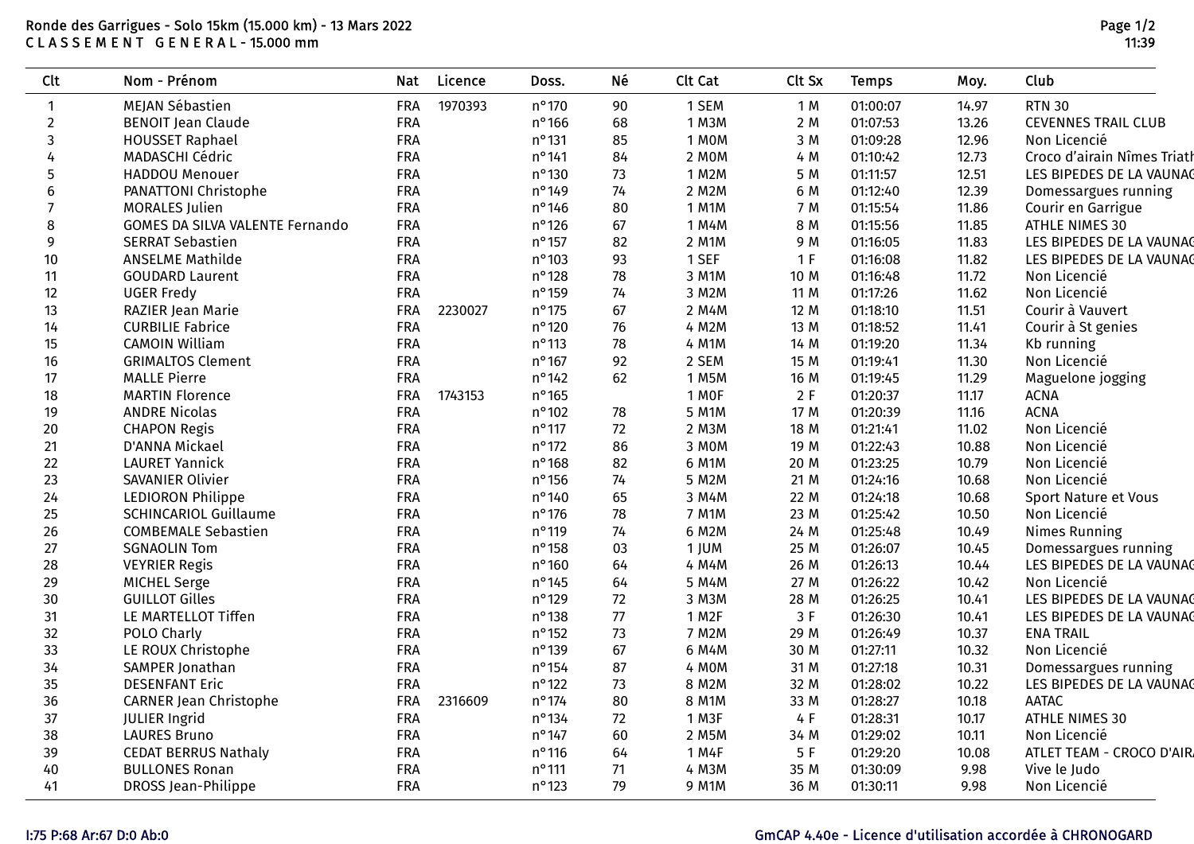Ronde des Garrigues - Solo 15km (15.000 km) - 13 Mars 2022

C L A S S E M E N T   G E N E R A L - 15.000 mm

| Clt | Nom - Prénom | Nat | Licence | Doss. | Né | Clt Cat | Clt Sx | Temps | Moy. | Club |
|---|---|---|---|---|---|---|---|---|---|---|
| 1 | MEJAN Sébastien | FRA | 1970393 | n°170 | 90 | 1 SEM | 1 M | 01:00:07 | 14.97 | RTN 30 |
| 2 | BENOIT Jean Claude | FRA | | n°166 | 68 | 1 M3M | 2 M | 01:07:53 | 13.26 | CEVENNES TRAIL CLUB |
| 3 | HOUSSET Raphael | FRA | | n°131 | 85 | 1 M0M | 3 M | 01:09:28 | 12.96 | Non Licencié |
| 4 | MADASCHI Cédric | FRA | | n°141 | 84 | 2 M0M | 4 M | 01:10:42 | 12.73 | Croco d'airain Nîmes Triath |
| 5 | HADDOU Menouer | FRA | | n°130 | 73 | 1 M2M | 5 M | 01:11:57 | 12.51 | LES BIPEDES DE LA VAUNAG |
| 6 | PANATTONI Christophe | FRA | | n°149 | 74 | 2 M2M | 6 M | 01:12:40 | 12.39 | Domessargues running |
| 7 | MORALES Julien | FRA | | n°146 | 80 | 1 M1M | 7 M | 01:15:54 | 11.86 | Courir en Garrigue |
| 8 | GOMES DA SILVA VALENTE Fernando | FRA | | n°126 | 67 | 1 M4M | 8 M | 01:15:56 | 11.85 | ATHLE NIMES 30 |
| 9 | SERRAT Sebastien | FRA | | n°157 | 82 | 2 M1M | 9 M | 01:16:05 | 11.83 | LES BIPEDES DE LA VAUNAG |
| 10 | ANSELME Mathilde | FRA | | n°103 | 93 | 1 SEF | 1 F | 01:16:08 | 11.82 | LES BIPEDES DE LA VAUNAG |
| 11 | GOUDARD Laurent | FRA | | n°128 | 78 | 3 M1M | 10 M | 01:16:48 | 11.72 | Non Licencié |
| 12 | UGER Fredy | FRA | | n°159 | 74 | 3 M2M | 11 M | 01:17:26 | 11.62 | Non Licencié |
| 13 | RAZIER Jean Marie | FRA | 2230027 | n°175 | 67 | 2 M4M | 12 M | 01:18:10 | 11.51 | Courir à Vauvert |
| 14 | CURBILIE Fabrice | FRA | | n°120 | 76 | 4 M2M | 13 M | 01:18:52 | 11.41 | Courir à St genies |
| 15 | CAMOIN William | FRA | | n°113 | 78 | 4 M1M | 14 M | 01:19:20 | 11.34 | Kb running |
| 16 | GRIMALTOS Clement | FRA | | n°167 | 92 | 2 SEM | 15 M | 01:19:41 | 11.30 | Non Licencié |
| 17 | MALLE Pierre | FRA | | n°142 | 62 | 1 M5M | 16 M | 01:19:45 | 11.29 | Maguelone jogging |
| 18 | MARTIN Florence | FRA | 1743153 | n°165 | | 1 M0F | 2 F | 01:20:37 | 11.17 | ACNA |
| 19 | ANDRE Nicolas | FRA | | n°102 | 78 | 5 M1M | 17 M | 01:20:39 | 11.16 | ACNA |
| 20 | CHAPON Regis | FRA | | n°117 | 72 | 2 M3M | 18 M | 01:21:41 | 11.02 | Non Licencié |
| 21 | D'ANNA Mickael | FRA | | n°172 | 86 | 3 M0M | 19 M | 01:22:43 | 10.88 | Non Licencié |
| 22 | LAURET Yannick | FRA | | n°168 | 82 | 6 M1M | 20 M | 01:23:25 | 10.79 | Non Licencié |
| 23 | SAVANIER Olivier | FRA | | n°156 | 74 | 5 M2M | 21 M | 01:24:16 | 10.68 | Non Licencié |
| 24 | LEDIORON Philippe | FRA | | n°140 | 65 | 3 M4M | 22 M | 01:24:18 | 10.68 | Sport Nature et Vous |
| 25 | SCHINCARIOL Guillaume | FRA | | n°176 | 78 | 7 M1M | 23 M | 01:25:42 | 10.50 | Non Licencié |
| 26 | COMBEMALE Sebastien | FRA | | n°119 | 74 | 6 M2M | 24 M | 01:25:48 | 10.49 | Nimes Running |
| 27 | SGNAOLIN Tom | FRA | | n°158 | 03 | 1 JUM | 25 M | 01:26:07 | 10.45 | Domessargues running |
| 28 | VEYRIER Regis | FRA | | n°160 | 64 | 4 M4M | 26 M | 01:26:13 | 10.44 | LES BIPEDES DE LA VAUNAG |
| 29 | MICHEL Serge | FRA | | n°145 | 64 | 5 M4M | 27 M | 01:26:22 | 10.42 | Non Licencié |
| 30 | GUILLOT Gilles | FRA | | n°129 | 72 | 3 M3M | 28 M | 01:26:25 | 10.41 | LES BIPEDES DE LA VAUNAG |
| 31 | LE MARTELLOT Tiffen | FRA | | n°138 | 77 | 1 M2F | 3 F | 01:26:30 | 10.41 | LES BIPEDES DE LA VAUNAG |
| 32 | POLO Charly | FRA | | n°152 | 73 | 7 M2M | 29 M | 01:26:49 | 10.37 | ENA TRAIL |
| 33 | LE ROUX Christophe | FRA | | n°139 | 67 | 6 M4M | 30 M | 01:27:11 | 10.32 | Non Licencié |
| 34 | SAMPER Jonathan | FRA | | n°154 | 87 | 4 M0M | 31 M | 01:27:18 | 10.31 | Domessargues running |
| 35 | DESENFANT Eric | FRA | | n°122 | 73 | 8 M2M | 32 M | 01:28:02 | 10.22 | LES BIPEDES DE LA VAUNAG |
| 36 | CARNER Jean Christophe | FRA | 2316609 | n°174 | 80 | 8 M1M | 33 M | 01:28:27 | 10.18 | AATAC |
| 37 | JULIER Ingrid | FRA | | n°134 | 72 | 1 M3F | 4 F | 01:28:31 | 10.17 | ATHLE NIMES 30 |
| 38 | LAURES Bruno | FRA | | n°147 | 60 | 2 M5M | 34 M | 01:29:02 | 10.11 | Non Licencié |
| 39 | CEDAT BERRUS Nathaly | FRA | | n°116 | 64 | 1 M4F | 5 F | 01:29:20 | 10.08 | ATLET TEAM - CROCO D'AIR |
| 40 | BULLONES Ronan | FRA | | n°111 | 71 | 4 M3M | 35 M | 01:30:09 | 9.98 | Vive le Judo |
| 41 | DROSS Jean-Philippe | FRA | | n°123 | 79 | 9 M1M | 36 M | 01:30:11 | 9.98 | Non Licencié |

I:75 P:68 Ar:67 D:0 Ab:0

GmCAP 4.40e - Licence d'utilisation accordée à CHRONOGARD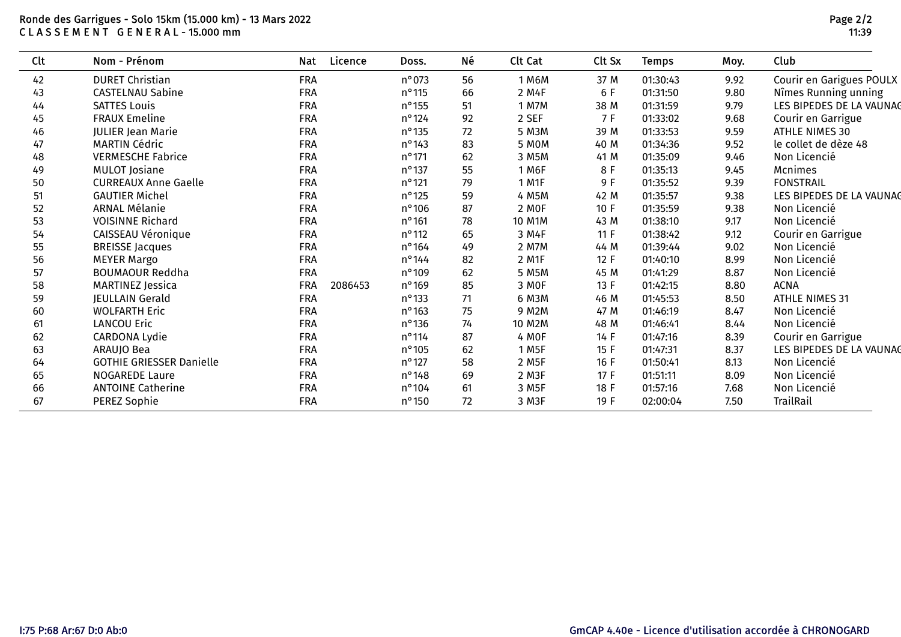| Clt | Nom - Prénom | Nat | Licence | Doss. | Né | Clt Cat | Clt Sx | Temps | Moy. | Club |
|---|---|---|---|---|---|---|---|---|---|---|
| 42 | DURET Christian | FRA | | n°073 | 56 | 1 M6M | 37 M | 01:30:43 | 9.92 | Courir en Garigues POULX |
| 43 | CASTELNAU Sabine | FRA | | n°115 | 66 | 2 M4F | 6 F | 01:31:50 | 9.80 | Nîmes Running unning |
| 44 | SATTES Louis | FRA | | n°155 | 51 | 1 M7M | 38 M | 01:31:59 | 9.79 | LES BIPEDES DE LA VAUNAG |
| 45 | FRAUX Emeline | FRA | | n°124 | 92 | 2 SEF | 7 F | 01:33:02 | 9.68 | Courir en Garrigue |
| 46 | JULIER Jean Marie | FRA | | n°135 | 72 | 5 M3M | 39 M | 01:33:53 | 9.59 | ATHLE NIMES 30 |
| 47 | MARTIN Cédric | FRA | | n°143 | 83 | 5 M0M | 40 M | 01:34:36 | 9.52 | le collet de dèze 48 |
| 48 | VERMESCHE Fabrice | FRA | | n°171 | 62 | 3 M5M | 41 M | 01:35:09 | 9.46 | Non Licencié |
| 49 | MULOT Josiane | FRA | | n°137 | 55 | 1 M6F | 8 F | 01:35:13 | 9.45 | Mcnimes |
| 50 | CURREAUX Anne Gaelle | FRA | | n°121 | 79 | 1 M1F | 9 F | 01:35:52 | 9.39 | FONSTRAIL |
| 51 | GAUTIER Michel | FRA | | n°125 | 59 | 4 M5M | 42 M | 01:35:57 | 9.38 | LES BIPEDES DE LA VAUNAG |
| 52 | ARNAL Mélanie | FRA | | n°106 | 87 | 2 M0F | 10 F | 01:35:59 | 9.38 | Non Licencié |
| 53 | VOISINNE Richard | FRA | | n°161 | 78 | 10 M1M | 43 M | 01:38:10 | 9.17 | Non Licencié |
| 54 | CAISSEAU Véronique | FRA | | n°112 | 65 | 3 M4F | 11 F | 01:38:42 | 9.12 | Courir en Garrigue |
| 55 | BREISSE Jacques | FRA | | n°164 | 49 | 2 M7M | 44 M | 01:39:44 | 9.02 | Non Licencié |
| 56 | MEYER Margo | FRA | | n°144 | 82 | 2 M1F | 12 F | 01:40:10 | 8.99 | Non Licencié |
| 57 | BOUMAOUR Reddha | FRA | | n°109 | 62 | 5 M5M | 45 M | 01:41:29 | 8.87 | Non Licencié |
| 58 | MARTINEZ Jessica | FRA | 2086453 | n°169 | 85 | 3 M0F | 13 F | 01:42:15 | 8.80 | ACNA |
| 59 | JEULLAIN Gerald | FRA | | n°133 | 71 | 6 M3M | 46 M | 01:45:53 | 8.50 | ATHLE NIMES 31 |
| 60 | WOLFARTH Eric | FRA | | n°163 | 75 | 9 M2M | 47 M | 01:46:19 | 8.47 | Non Licencié |
| 61 | LANCOU Eric | FRA | | n°136 | 74 | 10 M2M | 48 M | 01:46:41 | 8.44 | Non Licencié |
| 62 | CARDONA Lydie | FRA | | n°114 | 87 | 4 M0F | 14 F | 01:47:16 | 8.39 | Courir en Garrigue |
| 63 | ARAUJO Bea | FRA | | n°105 | 62 | 1 M5F | 15 F | 01:47:31 | 8.37 | LES BIPEDES DE LA VAUNAG |
| 64 | GOTHIE GRIESSER Danielle | FRA | | n°127 | 58 | 2 M5F | 16 F | 01:50:41 | 8.13 | Non Licencié |
| 65 | NOGAREDE Laure | FRA | | n°148 | 69 | 2 M3F | 17 F | 01:51:11 | 8.09 | Non Licencié |
| 66 | ANTOINE Catherine | FRA | | n°104 | 61 | 3 M5F | 18 F | 01:57:16 | 7.68 | Non Licencié |
| 67 | PEREZ Sophie | FRA | | n°150 | 72 | 3 M3F | 19 F | 02:00:04 | 7.50 | TrailRail |

I:75 P:68 Ar:67 D:0 Ab:0